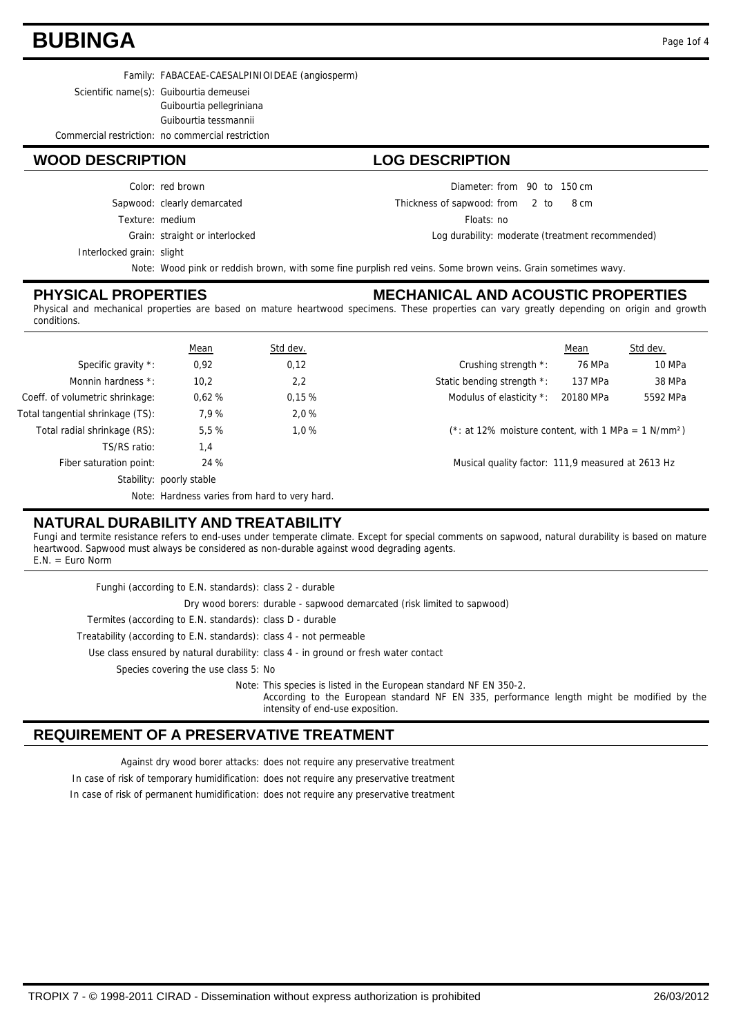# BUBINGA

Family: FABACEAE-CAESALPINIOIDEAE (angiosperm)

Scientific name(s): Guibourtia demeusei
Guibourtia pellegriniana
Guibourtia tessmannii

Commercial restriction: no commercial restriction

## WOOD DESCRIPTION

Color: red brown

Sapwood: clearly demarcated

Texture: medium

Grain: straight or interlocked

Interlocked grain: slight

## LOG DESCRIPTION

Diameter: from 90 to 150 cm

Thickness of sapwood: from 2 to 8 cm

Floats: no

Log durability: moderate (treatment recommended)

Note: Wood pink or reddish brown, with some fine purplish red veins. Some brown veins. Grain sometimes wavy.

## PHYSICAL PROPERTIES

## MECHANICAL AND ACOUSTIC PROPERTIES

Physical and mechanical properties are based on mature heartwood specimens. These properties can vary greatly depending on origin and growth conditions.

| | Mean | Std dev. |
|---|---|---|
| Specific gravity *: | 0,92 | 0,12 |
| Monnin hardness *: | 10,2 | 2,2 |
| Coeff. of volumetric shrinkage: | 0,62 % | 0,15 % |
| Total tangential shrinkage (TS): | 7,9 % | 2,0 % |
| Total radial shrinkage (RS): | 5,5 % | 1,0 % |
| TS/RS ratio: | 1,4 | |
| Fiber saturation point: | 24 % | |

Stability: poorly stable

Note: Hardness varies from hard to very hard.

| | Mean | Std dev. |
|---|---|---|
| Crushing strength *: | 76 MPa | 10 MPa |
| Static bending strength *: | 137 MPa | 38 MPa |
| Modulus of elasticity *: | 20180 MPa | 5592 MPa |

(*: at 12% moisture content, with 1 MPa = 1 N/mm²)

Musical quality factor: 111,9 measured at 2613 Hz

## NATURAL DURABILITY AND TREATABILITY

Fungi and termite resistance refers to end-uses under temperate climate. Except for special comments on sapwood, natural durability is based on mature heartwood. Sapwood must always be considered as non-durable against wood degrading agents.
E.N. = Euro Norm

Funghi (according to E.N. standards): class 2 - durable

Dry wood borers: durable - sapwood demarcated (risk limited to sapwood)

Termites (according to E.N. standards): class D - durable

Treatability (according to E.N. standards): class 4 - not permeable

Use class ensured by natural durability: class 4 - in ground or fresh water contact

Species covering the use class 5: No

Note: This species is listed in the European standard NF EN 350-2.
According to the European standard NF EN 335, performance length might be modified by the intensity of end-use exposition.

## REQUIREMENT OF A PRESERVATIVE TREATMENT

Against dry wood borer attacks: does not require any preservative treatment

In case of risk of temporary humidification: does not require any preservative treatment

In case of risk of permanent humidification: does not require any preservative treatment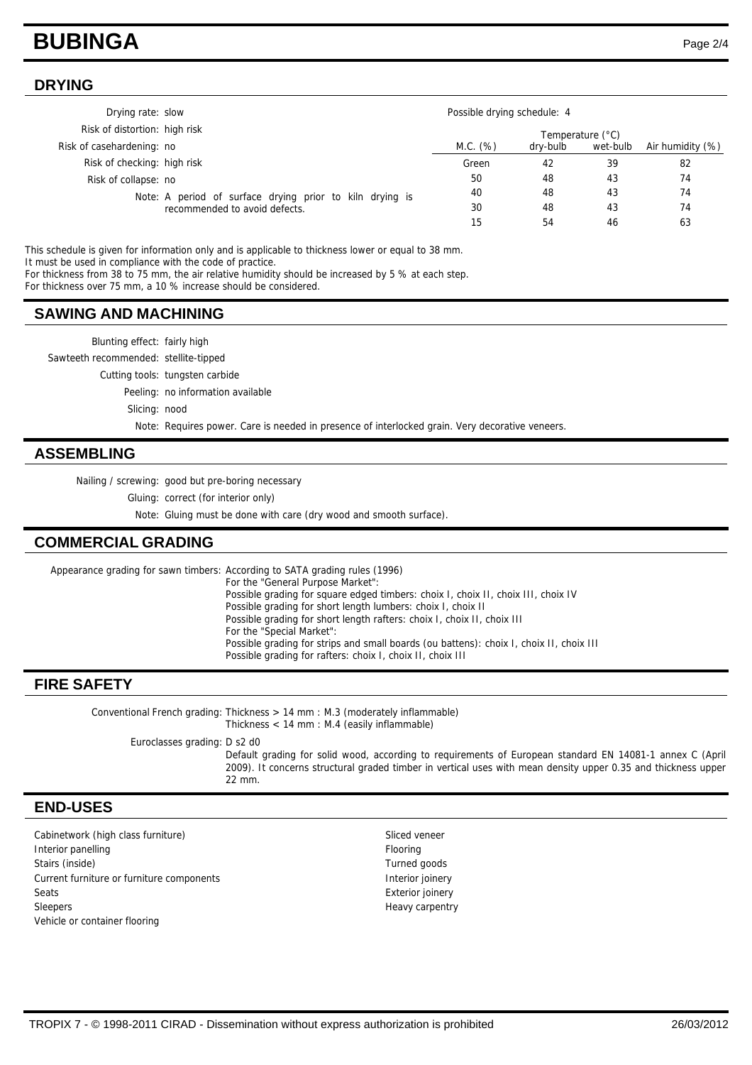## DRYING

Drying rate: slow
Risk of distortion: high risk
Risk of casehardening: no
Risk of checking: high risk
Risk of collapse: no
Note: A period of surface drying prior to kiln drying is recommended to avoid defects.

Possible drying schedule: 4

| M.C. (%) | Temperature (°C) dry-bulb | wet-bulb | Air humidity (%) |
|---|---|---|---|
| Green | 42 | 39 | 82 |
| 50 | 48 | 43 | 74 |
| 40 | 48 | 43 | 74 |
| 30 | 48 | 43 | 74 |
| 15 | 54 | 46 | 63 |

This schedule is given for information only and is applicable to thickness lower or equal to 38 mm.
It must be used in compliance with the code of practice.
For thickness from 38 to 75 mm, the air relative humidity should be increased by 5 % at each step.
For thickness over 75 mm, a 10 % increase should be considered.

## SAWING AND MACHINING

Blunting effect: fairly high
Sawteeth recommended: stellite-tipped
Cutting tools: tungsten carbide
Peeling: no information available
Slicing: nood
Note: Requires power. Care is needed in presence of interlocked grain. Very decorative veneers.

## ASSEMBLING

Nailing / screwing: good but pre-boring necessary
Gluing: correct (for interior only)
Note: Gluing must be done with care (dry wood and smooth surface).

## COMMERCIAL GRADING

Appearance grading for sawn timbers: According to SATA grading rules (1996)
For the "General Purpose Market":
Possible grading for square edged timbers: choix I, choix II, choix III, choix IV
Possible grading for short length lumbers: choix I, choix II
Possible grading for short length rafters: choix I, choix II, choix III
For the "Special Market":
Possible grading for strips and small boards (ou battens): choix I, choix II, choix III
Possible grading for rafters: choix I, choix II, choix III

## FIRE SAFETY

Conventional French grading: Thickness > 14 mm : M.3 (moderately inflammable)
Thickness < 14 mm : M.4 (easily inflammable)

Euroclasses grading: D s2 d0
Default grading for solid wood, according to requirements of European standard EN 14081-1 annex C (April 2009). It concerns structural graded timber in vertical uses with mean density upper 0.35 and thickness upper 22 mm.

## END-USES

- Cabinetwork (high class furniture)
- Interior panelling
- Stairs (inside)
- Current furniture or furniture components
- Seats
- Sleepers
- Vehicle or container flooring
- Sliced veneer
- Flooring
- Turned goods
- Interior joinery
- Exterior joinery
- Heavy carpentry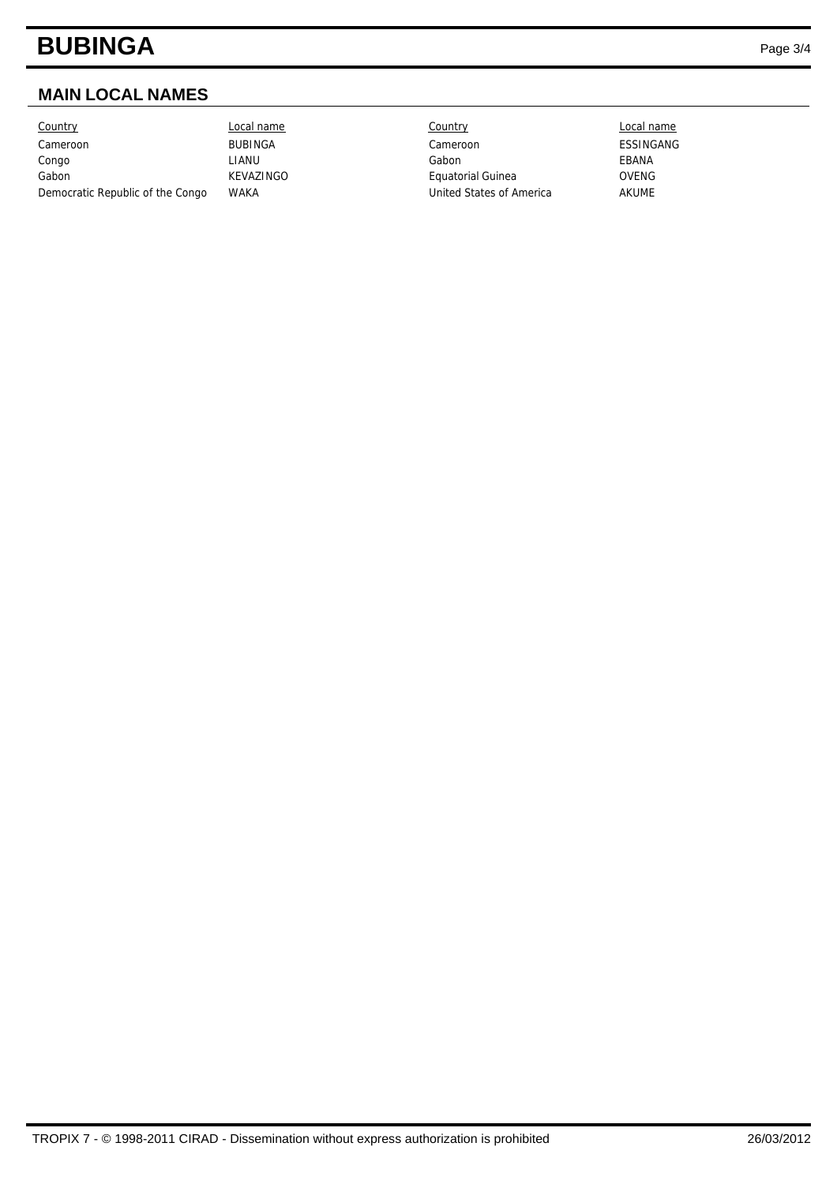## MAIN LOCAL NAMES

| Country | Local name | Country | Local name |
|---|---|---|---|
| Cameroon | BUBINGA | Cameroon | ESSINGANG |
| Congo | LIANU | Gabon | EBANA |
| Gabon | KEVAZINGO | Equatorial Guinea | OVENG |
| Democratic Republic of the Congo | WAKA | United States of America | AKUME |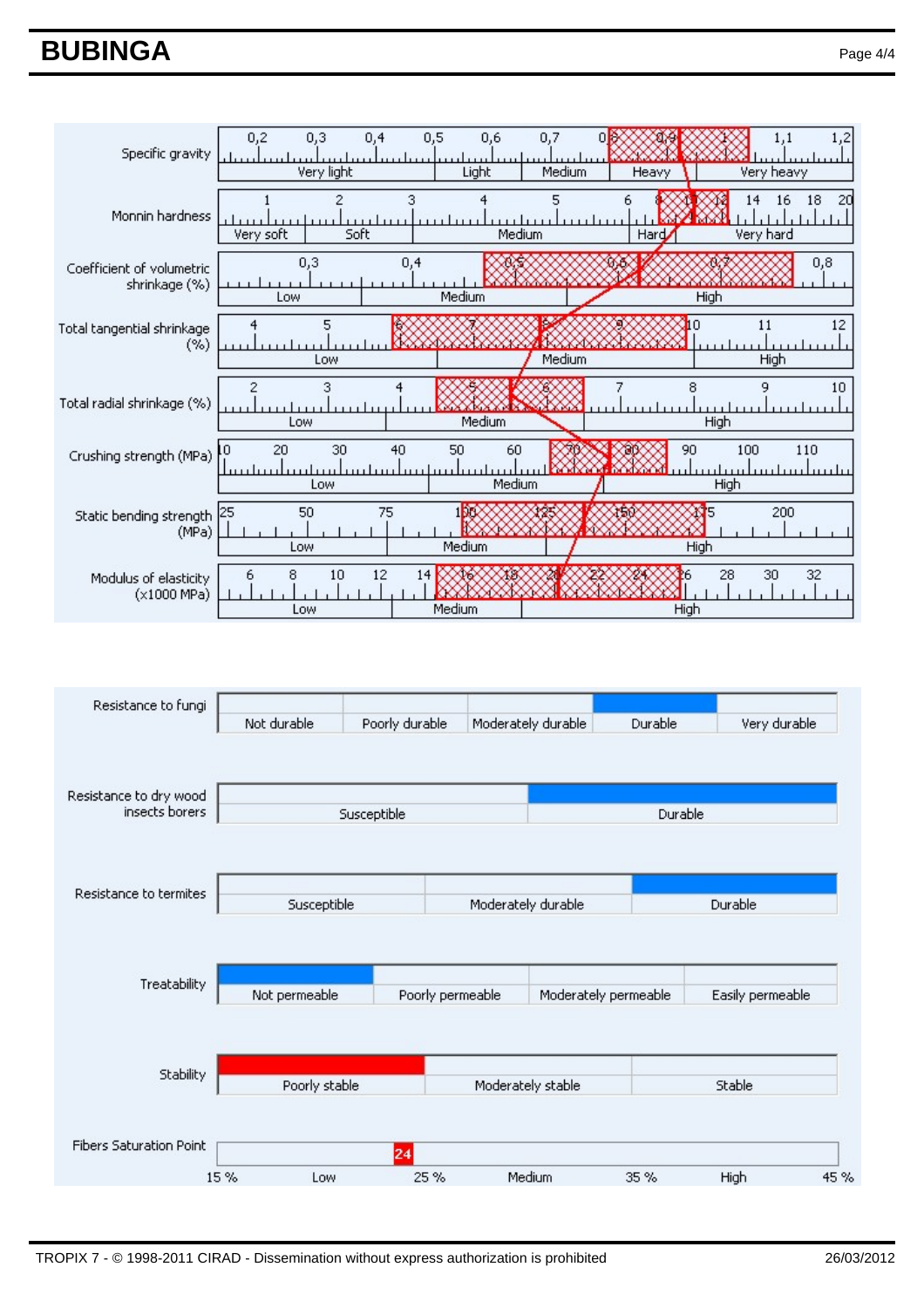# BUBINGA

Specific gravity
0,2 0,3 0,4 0,5 0,6 0,7 0,8 0,9 1 1,1 1,2
Very light | Light | Medium | Heavy | Very heavy

Monnin hardness
1 2 3 4 5 6 8 10 12 14 16 18 20
Very soft | Soft | Medium | Hard | Very hard

Coefficient of volumetric shrinkage (%)
0,3 0,4 0,5 0,6 0,7 0,8
Low | Medium | High

Total tangential shrinkage (%)
4 5 6 7 8 9 10 11 12
Low | Medium | High

Total radial shrinkage (%)
2 3 4 5 6 7 8 9 10
Low | Medium | High

Crushing strength (MPa)
10 20 30 40 50 60 70 80 90 100 110
Low | Medium | High

Static bending strength (MPa)
25 50 75 100 125 150 175 200
Low | Medium | High

Modulus of elasticity (x1000 MPa)
6 8 10 12 14 16 18 20 22 24 26 28 30 32
Low | Medium | High

Resistance to fungi
Not durable | Poorly durable | Moderately durable | Durable | Very durable

Resistance to dry wood insects borers
Susceptible | Durable

Resistance to termites
Susceptible | Moderately durable | Durable

Treatability
Not permeable | Poorly permeable | Moderately permeable | Easily permeable

Stability
Poorly stable | Moderately stable | Stable

Fibers Saturation Point
24
15 % | Low | 25 % | Medium | 35 % | High | 45 %

TROPIX 7 - © 1998-2011 CIRAD - Dissemination without express authorization is prohibited

26/03/2012